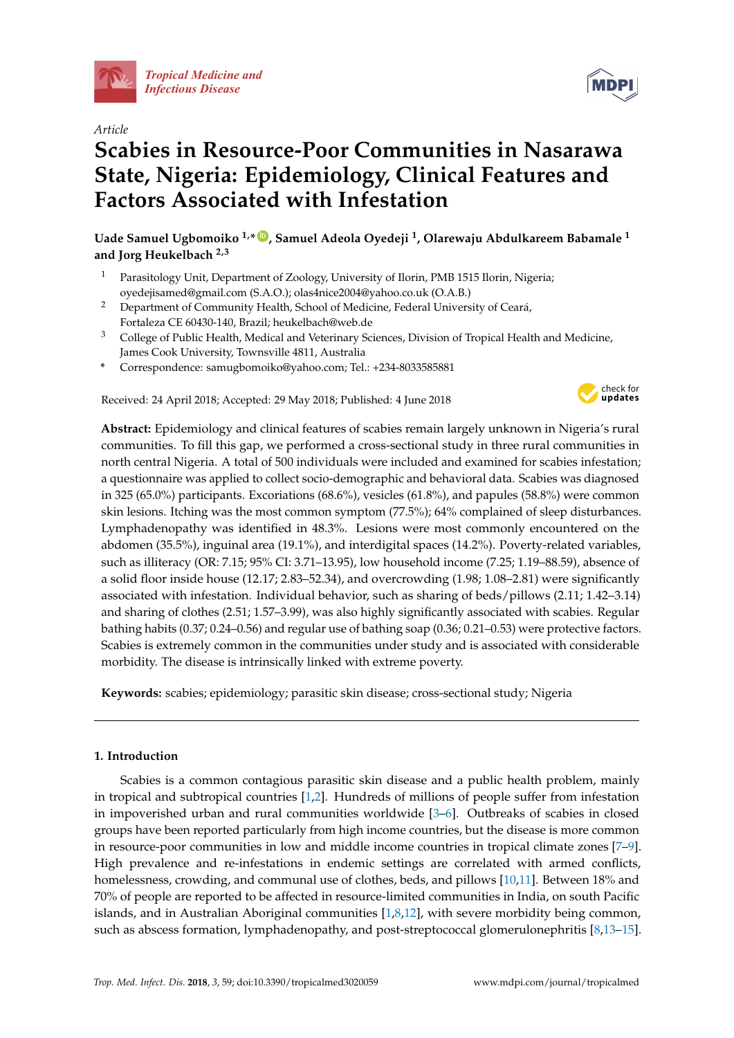Article

# Scabies in Resource-Poor Communities in Nasarawa State, Nigeria: Epidemiology, Clinical Features and Factors Associated with Infestation

**Uade Samuel Ugbomoiko [1,*], Samuel Adeola Oyedeji [1], Olarewaju Abdulkareem Babamale [1] and Jorg Heukelbach [2,3]**

[1] Parasitology Unit, Department of Zoology, University of Ilorin, PMB 1515 Ilorin, Nigeria; oyedejisamed@gmail.com (S.A.O.); olas4nice2004@yahoo.co.uk (O.A.B.)

[2] Department of Community Health, School of Medicine, Federal University of Ceará, Fortaleza CE 60430-140, Brazil; heukelbach@web.de

[3] College of Public Health, Medical and Veterinary Sciences, Division of Tropical Health and Medicine, James Cook University, Townsville 4811, Australia

\* Correspondence: samugbomoiko@yahoo.com; Tel.: +234-8033585881

Received: 24 April 2018; Accepted: 29 May 2018; Published: 4 June 2018

**Abstract:** Epidemiology and clinical features of scabies remain largely unknown in Nigeria's rural communities. To fill this gap, we performed a cross-sectional study in three rural communities in north central Nigeria. A total of 500 individuals were included and examined for scabies infestation; a questionnaire was applied to collect socio-demographic and behavioral data. Scabies was diagnosed in 325 (65.0%) participants. Excoriations (68.6%), vesicles (61.8%), and papules (58.8%) were common skin lesions. Itching was the most common symptom (77.5%); 64% complained of sleep disturbances. Lymphadenopathy was identified in 48.3%. Lesions were most commonly encountered on the abdomen (35.5%), inguinal area (19.1%), and interdigital spaces (14.2%). Poverty-related variables, such as illiteracy (OR: 7.15; 95% CI: 3.71–13.95), low household income (7.25; 1.19–88.59), absence of a solid floor inside house (12.17; 2.83–52.34), and overcrowding (1.98; 1.08–2.81) were significantly associated with infestation. Individual behavior, such as sharing of beds/pillows (2.11; 1.42–3.14) and sharing of clothes (2.51; 1.57–3.99), was also highly significantly associated with scabies. Regular bathing habits (0.37; 0.24–0.56) and regular use of bathing soap (0.36; 0.21–0.53) were protective factors. Scabies is extremely common in the communities under study and is associated with considerable morbidity. The disease is intrinsically linked with extreme poverty.

**Keywords:** scabies; epidemiology; parasitic skin disease; cross-sectional study; Nigeria

## 1. Introduction

Scabies is a common contagious parasitic skin disease and a public health problem, mainly in tropical and subtropical countries [1,2]. Hundreds of millions of people suffer from infestation in impoverished urban and rural communities worldwide [3–6]. Outbreaks of scabies in closed groups have been reported particularly from high income countries, but the disease is more common in resource-poor communities in low and middle income countries in tropical climate zones [7–9]. High prevalence and re-infestations in endemic settings are correlated with armed conflicts, homelessness, crowding, and communal use of clothes, beds, and pillows [10,11]. Between 18% and 70% of people are reported to be affected in resource-limited communities in India, on south Pacific islands, and in Australian Aboriginal communities [1,8,12], with severe morbidity being common, such as abscess formation, lymphadenopathy, and post-streptococcal glomerulonephritis [8,13–15].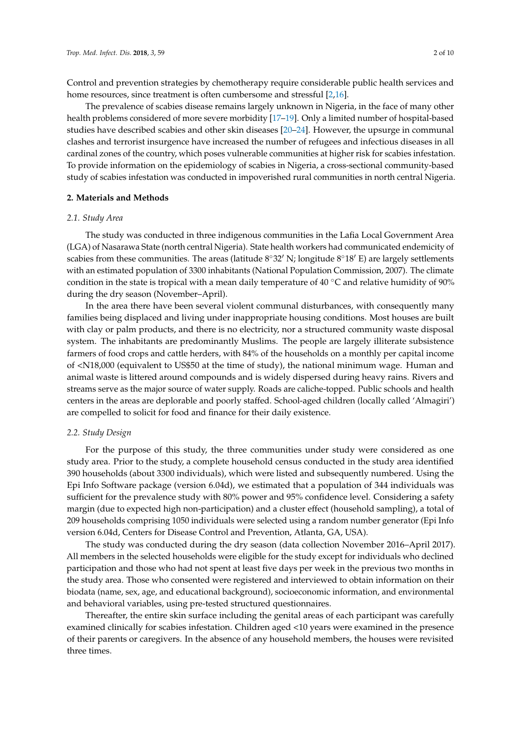Control and prevention strategies by chemotherapy require considerable public health services and home resources, since treatment is often cumbersome and stressful [2,16].

The prevalence of scabies disease remains largely unknown in Nigeria, in the face of many other health problems considered of more severe morbidity [17–19]. Only a limited number of hospital-based studies have described scabies and other skin diseases [20–24]. However, the upsurge in communal clashes and terrorist insurgence have increased the number of refugees and infectious diseases in all cardinal zones of the country, which poses vulnerable communities at higher risk for scabies infestation. To provide information on the epidemiology of scabies in Nigeria, a cross-sectional community-based study of scabies infestation was conducted in impoverished rural communities in north central Nigeria.

## 2. Materials and Methods

### *2.1. Study Area*

The study was conducted in three indigenous communities in the Lafia Local Government Area (LGA) of Nasarawa State (north central Nigeria). State health workers had communicated endemicity of scabies from these communities. The areas (latitude 8°32′ N; longitude 8°18′ E) are largely settlements with an estimated population of 3300 inhabitants (National Population Commission, 2007). The climate condition in the state is tropical with a mean daily temperature of 40 °C and relative humidity of 90% during the dry season (November–April).

In the area there have been several violent communal disturbances, with consequently many families being displaced and living under inappropriate housing conditions. Most houses are built with clay or palm products, and there is no electricity, nor a structured community waste disposal system. The inhabitants are predominantly Muslims. The people are largely illiterate subsistence farmers of food crops and cattle herders, with 84% of the households on a monthly per capital income of <N18,000 (equivalent to US$50 at the time of study), the national minimum wage. Human and animal waste is littered around compounds and is widely dispersed during heavy rains. Rivers and streams serve as the major source of water supply. Roads are caliche-topped. Public schools and health centers in the areas are deplorable and poorly staffed. School-aged children (locally called 'Almagiri') are compelled to solicit for food and finance for their daily existence.

### *2.2. Study Design*

For the purpose of this study, the three communities under study were considered as one study area. Prior to the study, a complete household census conducted in the study area identified 390 households (about 3300 individuals), which were listed and subsequently numbered. Using the Epi Info Software package (version 6.04d), we estimated that a population of 344 individuals was sufficient for the prevalence study with 80% power and 95% confidence level. Considering a safety margin (due to expected high non-participation) and a cluster effect (household sampling), a total of 209 households comprising 1050 individuals were selected using a random number generator (Epi Info version 6.04d, Centers for Disease Control and Prevention, Atlanta, GA, USA).

The study was conducted during the dry season (data collection November 2016–April 2017). All members in the selected households were eligible for the study except for individuals who declined participation and those who had not spent at least five days per week in the previous two months in the study area. Those who consented were registered and interviewed to obtain information on their biodata (name, sex, age, and educational background), socioeconomic information, and environmental and behavioral variables, using pre-tested structured questionnaires.

Thereafter, the entire skin surface including the genital areas of each participant was carefully examined clinically for scabies infestation. Children aged <10 years were examined in the presence of their parents or caregivers. In the absence of any household members, the houses were revisited three times.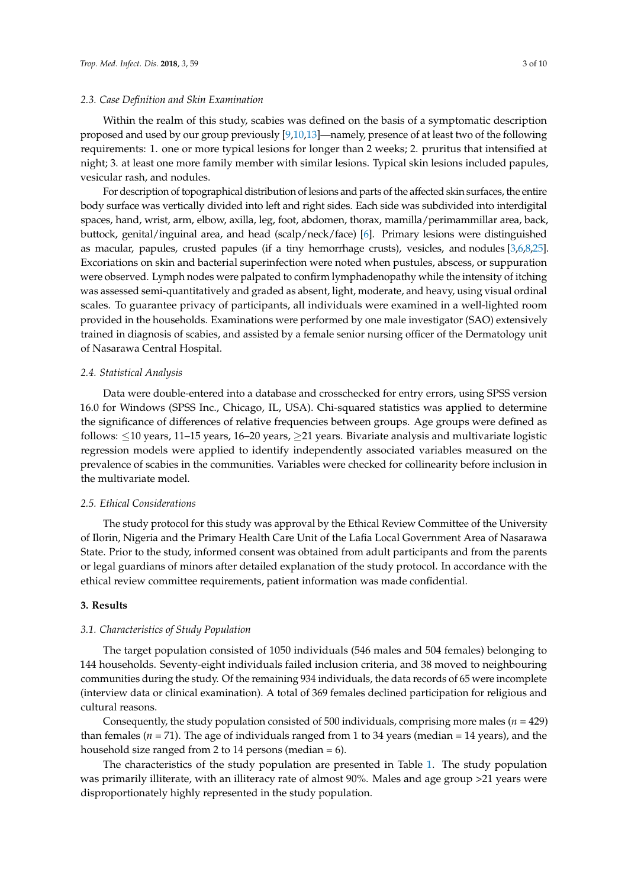### 2.3. Case Definition and Skin Examination

Within the realm of this study, scabies was defined on the basis of a symptomatic description proposed and used by our group previously [9,10,13]—namely, presence of at least two of the following requirements: 1. one or more typical lesions for longer than 2 weeks; 2. pruritus that intensified at night; 3. at least one more family member with similar lesions. Typical skin lesions included papules, vesicular rash, and nodules.

For description of topographical distribution of lesions and parts of the affected skin surfaces, the entire body surface was vertically divided into left and right sides. Each side was subdivided into interdigital spaces, hand, wrist, arm, elbow, axilla, leg, foot, abdomen, thorax, mamilla/perimammillar area, back, buttock, genital/inguinal area, and head (scalp/neck/face) [6]. Primary lesions were distinguished as macular, papules, crusted papules (if a tiny hemorrhage crusts), vesicles, and nodules [3,6,8,25]. Excoriations on skin and bacterial superinfection were noted when pustules, abscess, or suppuration were observed. Lymph nodes were palpated to confirm lymphadenopathy while the intensity of itching was assessed semi-quantitatively and graded as absent, light, moderate, and heavy, using visual ordinal scales. To guarantee privacy of participants, all individuals were examined in a well-lighted room provided in the households. Examinations were performed by one male investigator (SAO) extensively trained in diagnosis of scabies, and assisted by a female senior nursing officer of the Dermatology unit of Nasarawa Central Hospital.

### 2.4. Statistical Analysis

Data were double-entered into a database and crosschecked for entry errors, using SPSS version 16.0 for Windows (SPSS Inc., Chicago, IL, USA). Chi-squared statistics was applied to determine the significance of differences of relative frequencies between groups. Age groups were defined as follows: $\leq$10 years, 11–15 years, 16–20 years, $\geq$21 years. Bivariate analysis and multivariate logistic regression models were applied to identify independently associated variables measured on the prevalence of scabies in the communities. Variables were checked for collinearity before inclusion in the multivariate model.

### 2.5. Ethical Considerations

The study protocol for this study was approval by the Ethical Review Committee of the University of Ilorin, Nigeria and the Primary Health Care Unit of the Lafia Local Government Area of Nasarawa State. Prior to the study, informed consent was obtained from adult participants and from the parents or legal guardians of minors after detailed explanation of the study protocol. In accordance with the ethical review committee requirements, patient information was made confidential.

## 3. Results

### 3.1. Characteristics of Study Population

The target population consisted of 1050 individuals (546 males and 504 females) belonging to 144 households. Seventy-eight individuals failed inclusion criteria, and 38 moved to neighbouring communities during the study. Of the remaining 934 individuals, the data records of 65 were incomplete (interview data or clinical examination). A total of 369 females declined participation for religious and cultural reasons.

Consequently, the study population consisted of 500 individuals, comprising more males ($n$ = 429) than females ($n$ = 71). The age of individuals ranged from 1 to 34 years (median = 14 years), and the household size ranged from 2 to 14 persons (median = 6).

The characteristics of the study population are presented in Table 1. The study population was primarily illiterate, with an illiteracy rate of almost 90%. Males and age group >21 years were disproportionately highly represented in the study population.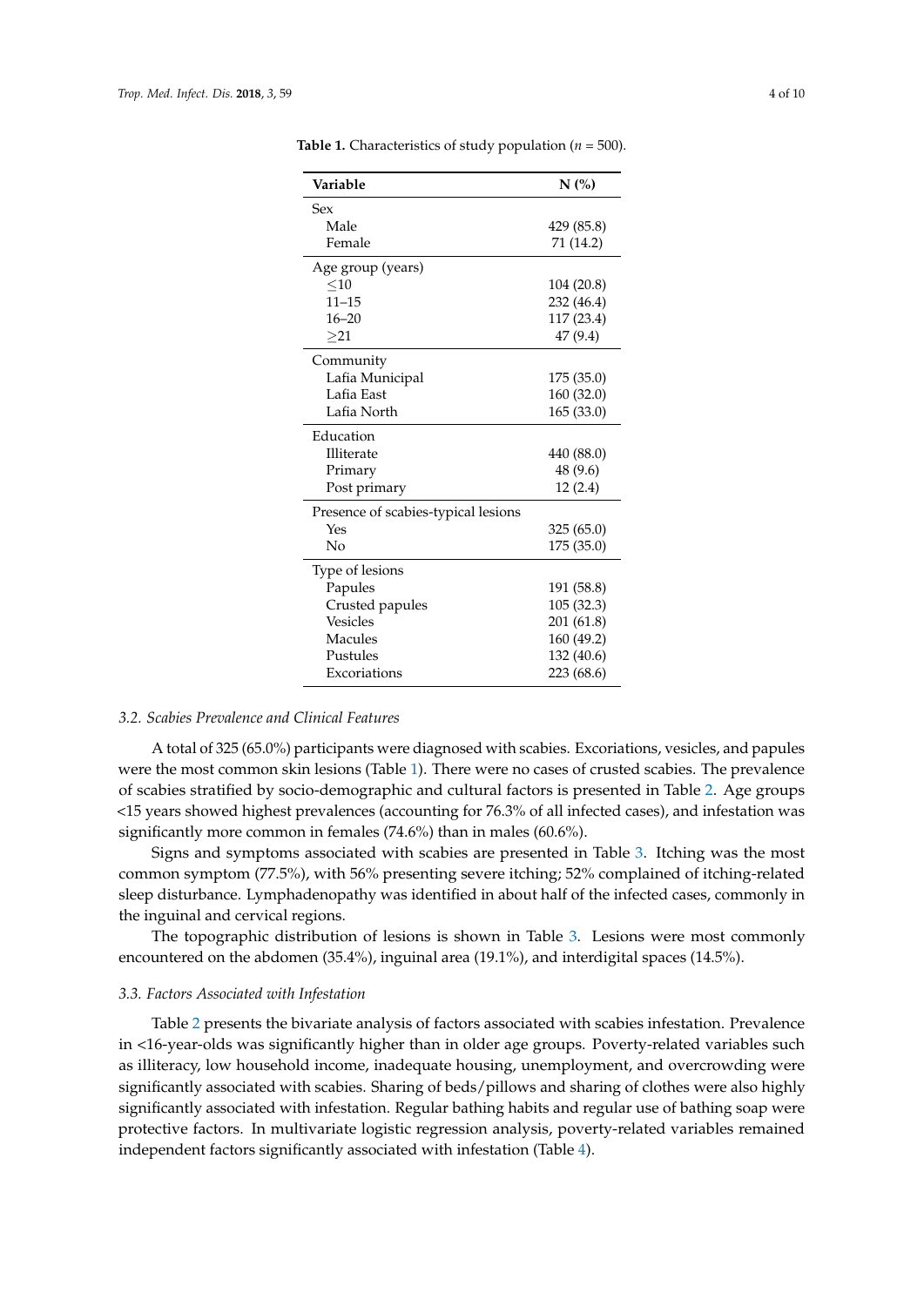**Table 1.** Characteristics of study population ($n = 500$).

| Variable | N (%) |
|---|---|
| Sex | |
| Male | 429 (85.8) |
| Female | 71 (14.2) |
| Age group (years) | |
| ≤10 | 104 (20.8) |
| 11–15 | 232 (46.4) |
| 16–20 | 117 (23.4) |
| ≥21 | 47 (9.4) |
| Community | |
| Lafia Municipal | 175 (35.0) |
| Lafia East | 160 (32.0) |
| Lafia North | 165 (33.0) |
| Education | |
| Illiterate | 440 (88.0) |
| Primary | 48 (9.6) |
| Post primary | 12 (2.4) |
| Presence of scabies-typical lesions | |
| Yes | 325 (65.0) |
| No | 175 (35.0) |
| Type of lesions | |
| Papules | 191 (58.8) |
| Crusted papules | 105 (32.3) |
| Vesicles | 201 (61.8) |
| Macules | 160 (49.2) |
| Pustules | 132 (40.6) |
| Excoriations | 223 (68.6) |

### 3.2. Scabies Prevalence and Clinical Features

A total of 325 (65.0%) participants were diagnosed with scabies. Excoriations, vesicles, and papules were the most common skin lesions (Table 1). There were no cases of crusted scabies. The prevalence of scabies stratified by socio-demographic and cultural factors is presented in Table 2. Age groups <15 years showed highest prevalences (accounting for 76.3% of all infected cases), and infestation was significantly more common in females (74.6%) than in males (60.6%).

Signs and symptoms associated with scabies are presented in Table 3. Itching was the most common symptom (77.5%), with 56% presenting severe itching; 52% complained of itching-related sleep disturbance. Lymphadenopathy was identified in about half of the infected cases, commonly in the inguinal and cervical regions.

The topographic distribution of lesions is shown in Table 3. Lesions were most commonly encountered on the abdomen (35.4%), inguinal area (19.1%), and interdigital spaces (14.5%).

### 3.3. Factors Associated with Infestation

Table 2 presents the bivariate analysis of factors associated with scabies infestation. Prevalence in <16-year-olds was significantly higher than in older age groups. Poverty-related variables such as illiteracy, low household income, inadequate housing, unemployment, and overcrowding were significantly associated with scabies. Sharing of beds/pillows and sharing of clothes were also highly significantly associated with infestation. Regular bathing habits and regular use of bathing soap were protective factors. In multivariate logistic regression analysis, poverty-related variables remained independent factors significantly associated with infestation (Table 4).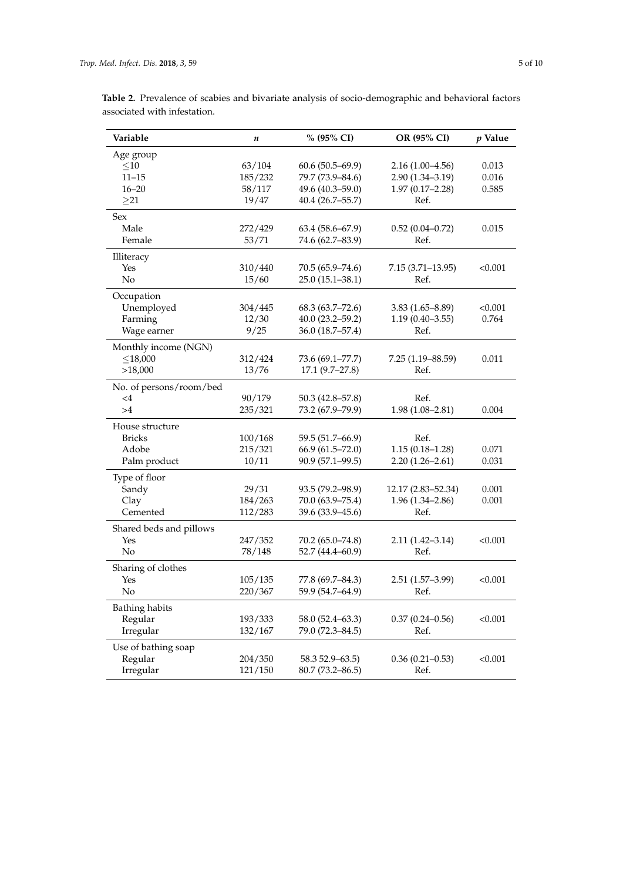**Table 2.** Prevalence of scabies and bivariate analysis of socio-demographic and behavioral factors associated with infestation.

| Variable | *n* | % (95% CI) | OR (95% CI) | *p* Value |
|---|---|---|---|---|
| Age group | | | | |
| ≤10 | 63/104 | 60.6 (50.5–69.9) | 2.16 (1.00–4.56) | 0.013 |
| 11–15 | 185/232 | 79.7 (73.9–84.6) | 2.90 (1.34–3.19) | 0.016 |
| 16–20 | 58/117 | 49.6 (40.3–59.0) | 1.97 (0.17–2.28) | 0.585 |
| ≥21 | 19/47 | 40.4 (26.7–55.7) | Ref. | |
| Sex | | | | |
| Male | 272/429 | 63.4 (58.6–67.9) | 0.52 (0.04–0.72) | 0.015 |
| Female | 53/71 | 74.6 (62.7–83.9) | Ref. | |
| Illiteracy | | | | |
| Yes | 310/440 | 70.5 (65.9–74.6) | 7.15 (3.71–13.95) | <0.001 |
| No | 15/60 | 25.0 (15.1–38.1) | Ref. | |
| Occupation | | | | |
| Unemployed | 304/445 | 68.3 (63.7–72.6) | 3.83 (1.65–8.89) | <0.001 |
| Farming | 12/30 | 40.0 (23.2–59.2) | 1.19 (0.40–3.55) | 0.764 |
| Wage earner | 9/25 | 36.0 (18.7–57.4) | Ref. | |
| Monthly income (NGN) | | | | |
| ≤18,000 | 312/424 | 73.6 (69.1–77.7) | 7.25 (1.19–88.59) | 0.011 |
| >18,000 | 13/76 | 17.1 (9.7–27.8) | Ref. | |
| No. of persons/room/bed | | | | |
| <4 | 90/179 | 50.3 (42.8–57.8) | Ref. | |
| >4 | 235/321 | 73.2 (67.9–79.9) | 1.98 (1.08–2.81) | 0.004 |
| House structure | | | | |
| Bricks | 100/168 | 59.5 (51.7–66.9) | Ref. | |
| Adobe | 215/321 | 66.9 (61.5–72.0) | 1.15 (0.18–1.28) | 0.071 |
| Palm product | 10/11 | 90.9 (57.1–99.5) | 2.20 (1.26–2.61) | 0.031 |
| Type of floor | | | | |
| Sandy | 29/31 | 93.5 (79.2–98.9) | 12.17 (2.83–52.34) | 0.001 |
| Clay | 184/263 | 70.0 (63.9–75.4) | 1.96 (1.34–2.86) | 0.001 |
| Cemented | 112/283 | 39.6 (33.9–45.6) | Ref. | |
| Shared beds and pillows | | | | |
| Yes | 247/352 | 70.2 (65.0–74.8) | 2.11 (1.42–3.14) | <0.001 |
| No | 78/148 | 52.7 (44.4–60.9) | Ref. | |
| Sharing of clothes | | | | |
| Yes | 105/135 | 77.8 (69.7–84.3) | 2.51 (1.57–3.99) | <0.001 |
| No | 220/367 | 59.9 (54.7–64.9) | Ref. | |
| Bathing habits | | | | |
| Regular | 193/333 | 58.0 (52.4–63.3) | 0.37 (0.24–0.56) | <0.001 |
| Irregular | 132/167 | 79.0 (72.3–84.5) | Ref. | |
| Use of bathing soap | | | | |
| Regular | 204/350 | 58.3 52.9–63.5) | 0.36 (0.21–0.53) | <0.001 |
| Irregular | 121/150 | 80.7 (73.2–86.5) | Ref. | |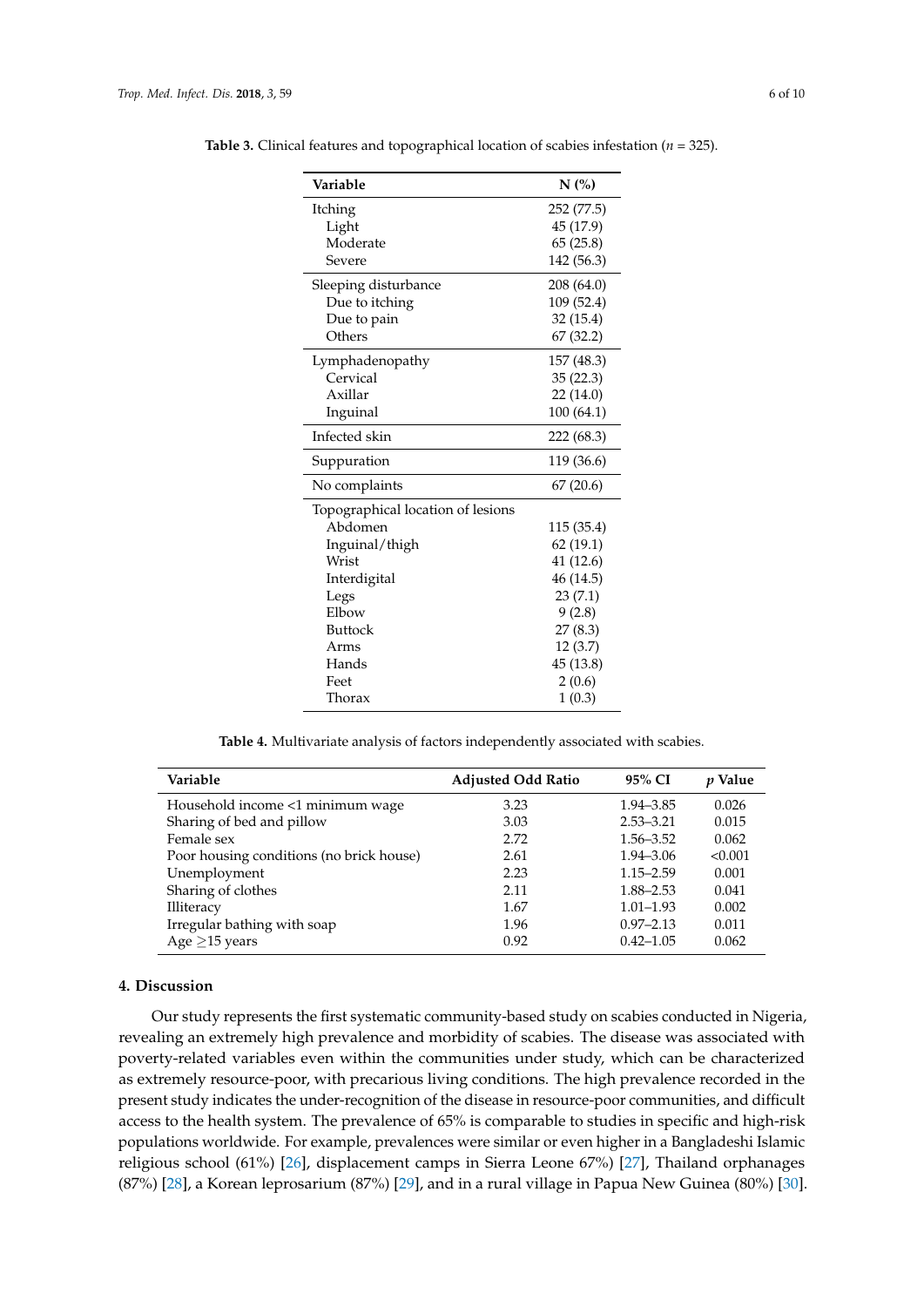**Table 3.** Clinical features and topographical location of scabies infestation ($n$ = 325).

| Variable | N (%) |
|---|---|
| Itching | 252 (77.5) |
| Light | 45 (17.9) |
| Moderate | 65 (25.8) |
| Severe | 142 (56.3) |
| Sleeping disturbance | 208 (64.0) |
| Due to itching | 109 (52.4) |
| Due to pain | 32 (15.4) |
| Others | 67 (32.2) |
| Lymphadenopathy | 157 (48.3) |
| Cervical | 35 (22.3) |
| Axillar | 22 (14.0) |
| Inguinal | 100 (64.1) |
| Infected skin | 222 (68.3) |
| Suppuration | 119 (36.6) |
| No complaints | 67 (20.6) |
| Topographical location of lesions | |
| Abdomen | 115 (35.4) |
| Inguinal/thigh | 62 (19.1) |
| Wrist | 41 (12.6) |
| Interdigital | 46 (14.5) |
| Legs | 23 (7.1) |
| Elbow | 9 (2.8) |
| Buttock | 27 (8.3) |
| Arms | 12 (3.7) |
| Hands | 45 (13.8) |
| Feet | 2 (0.6) |
| Thorax | 1 (0.3) |

**Table 4.** Multivariate analysis of factors independently associated with scabies.

| Variable | Adjusted Odd Ratio | 95% CI | $p$ Value |
|---|---|---|---|
| Household income <1 minimum wage | 3.23 | 1.94–3.85 | 0.026 |
| Sharing of bed and pillow | 3.03 | 2.53–3.21 | 0.015 |
| Female sex | 2.72 | 1.56–3.52 | 0.062 |
| Poor housing conditions (no brick house) | 2.61 | 1.94–3.06 | <0.001 |
| Unemployment | 2.23 | 1.15–2.59 | 0.001 |
| Sharing of clothes | 2.11 | 1.88–2.53 | 0.041 |
| Illiteracy | 1.67 | 1.01–1.93 | 0.002 |
| Irregular bathing with soap | 1.96 | 0.97–2.13 | 0.011 |
| Age ≥15 years | 0.92 | 0.42–1.05 | 0.062 |

## 4. Discussion

Our study represents the first systematic community-based study on scabies conducted in Nigeria, revealing an extremely high prevalence and morbidity of scabies. The disease was associated with poverty-related variables even within the communities under study, which can be characterized as extremely resource-poor, with precarious living conditions. The high prevalence recorded in the present study indicates the under-recognition of the disease in resource-poor communities, and difficult access to the health system. The prevalence of 65% is comparable to studies in specific and high-risk populations worldwide. For example, prevalences were similar or even higher in a Bangladeshi Islamic religious school (61%) [26], displacement camps in Sierra Leone 67%) [27], Thailand orphanages (87%) [28], a Korean leprosarium (87%) [29], and in a rural village in Papua New Guinea (80%) [30].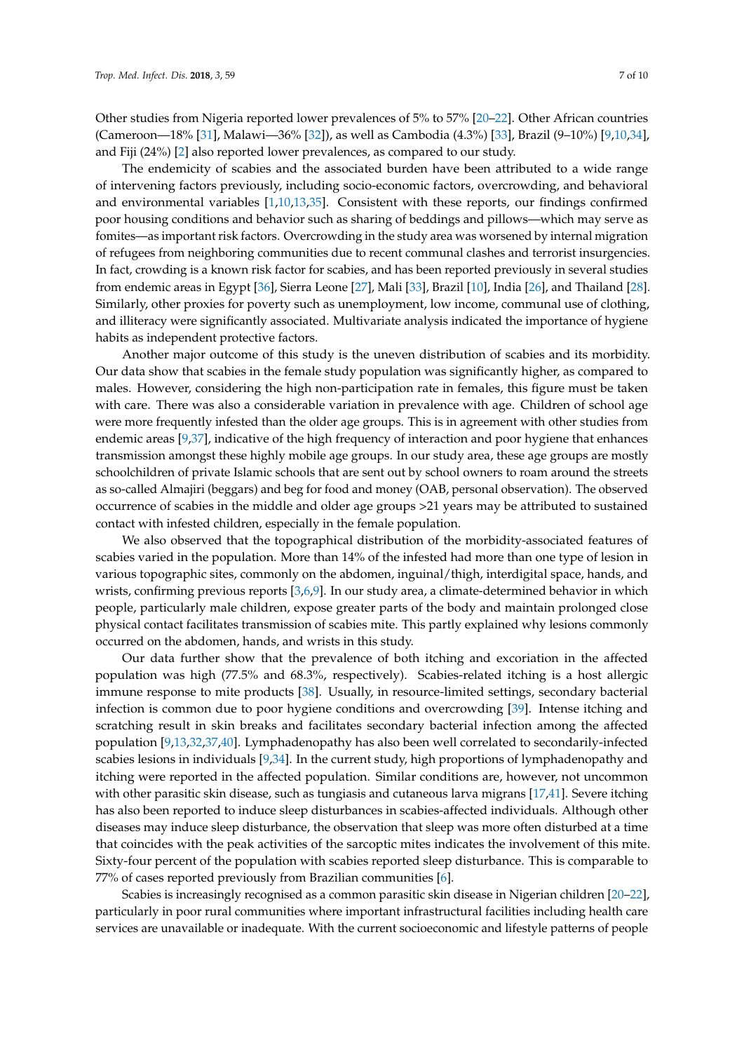Other studies from Nigeria reported lower prevalences of 5% to 57% [20–22]. Other African countries (Cameroon—18% [31], Malawi—36% [32]), as well as Cambodia (4.3%) [33], Brazil (9–10%) [9,10,34], and Fiji (24%) [2] also reported lower prevalences, as compared to our study.

The endemicity of scabies and the associated burden have been attributed to a wide range of intervening factors previously, including socio-economic factors, overcrowding, and behavioral and environmental variables [1,10,13,35]. Consistent with these reports, our findings confirmed poor housing conditions and behavior such as sharing of beddings and pillows—which may serve as fomites—as important risk factors. Overcrowding in the study area was worsened by internal migration of refugees from neighboring communities due to recent communal clashes and terrorist insurgencies. In fact, crowding is a known risk factor for scabies, and has been reported previously in several studies from endemic areas in Egypt [36], Sierra Leone [27], Mali [33], Brazil [10], India [26], and Thailand [28]. Similarly, other proxies for poverty such as unemployment, low income, communal use of clothing, and illiteracy were significantly associated. Multivariate analysis indicated the importance of hygiene habits as independent protective factors.

Another major outcome of this study is the uneven distribution of scabies and its morbidity. Our data show that scabies in the female study population was significantly higher, as compared to males. However, considering the high non-participation rate in females, this figure must be taken with care. There was also a considerable variation in prevalence with age. Children of school age were more frequently infested than the older age groups. This is in agreement with other studies from endemic areas [9,37], indicative of the high frequency of interaction and poor hygiene that enhances transmission amongst these highly mobile age groups. In our study area, these age groups are mostly schoolchildren of private Islamic schools that are sent out by school owners to roam around the streets as so-called Almajiri (beggars) and beg for food and money (OAB, personal observation). The observed occurrence of scabies in the middle and older age groups >21 years may be attributed to sustained contact with infested children, especially in the female population.

We also observed that the topographical distribution of the morbidity-associated features of scabies varied in the population. More than 14% of the infested had more than one type of lesion in various topographic sites, commonly on the abdomen, inguinal/thigh, interdigital space, hands, and wrists, confirming previous reports [3,6,9]. In our study area, a climate-determined behavior in which people, particularly male children, expose greater parts of the body and maintain prolonged close physical contact facilitates transmission of scabies mite. This partly explained why lesions commonly occurred on the abdomen, hands, and wrists in this study.

Our data further show that the prevalence of both itching and excoriation in the affected population was high (77.5% and 68.3%, respectively). Scabies-related itching is a host allergic immune response to mite products [38]. Usually, in resource-limited settings, secondary bacterial infection is common due to poor hygiene conditions and overcrowding [39]. Intense itching and scratching result in skin breaks and facilitates secondary bacterial infection among the affected population [9,13,32,37,40]. Lymphadenopathy has also been well correlated to secondarily-infected scabies lesions in individuals [9,34]. In the current study, high proportions of lymphadenopathy and itching were reported in the affected population. Similar conditions are, however, not uncommon with other parasitic skin disease, such as tungiasis and cutaneous larva migrans [17,41]. Severe itching has also been reported to induce sleep disturbances in scabies-affected individuals. Although other diseases may induce sleep disturbance, the observation that sleep was more often disturbed at a time that coincides with the peak activities of the sarcoptic mites indicates the involvement of this mite. Sixty-four percent of the population with scabies reported sleep disturbance. This is comparable to 77% of cases reported previously from Brazilian communities [6].

Scabies is increasingly recognised as a common parasitic skin disease in Nigerian children [20–22], particularly in poor rural communities where important infrastructural facilities including health care services are unavailable or inadequate. With the current socioeconomic and lifestyle patterns of people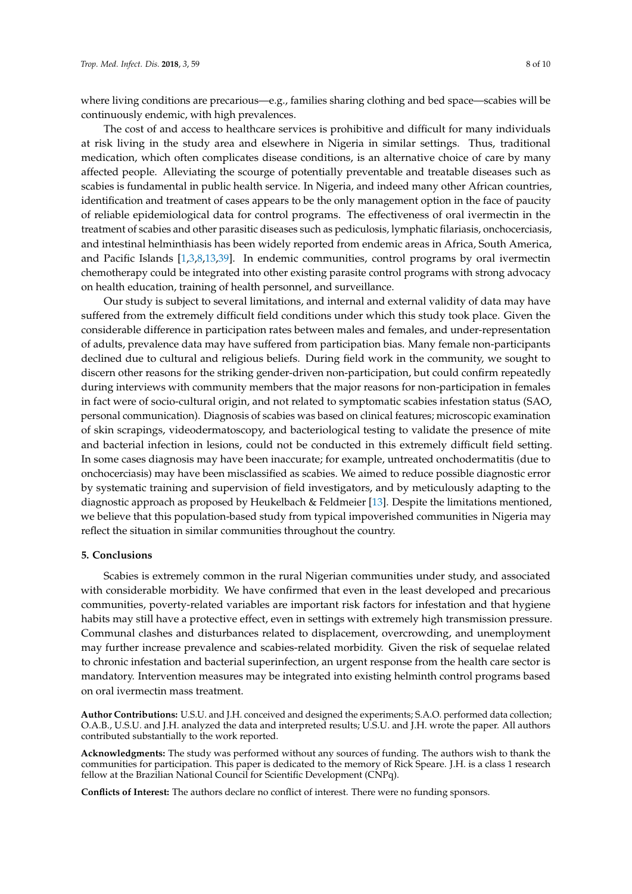where living conditions are precarious—e.g., families sharing clothing and bed space—scabies will be continuously endemic, with high prevalences.

The cost of and access to healthcare services is prohibitive and difficult for many individuals at risk living in the study area and elsewhere in Nigeria in similar settings. Thus, traditional medication, which often complicates disease conditions, is an alternative choice of care by many affected people. Alleviating the scourge of potentially preventable and treatable diseases such as scabies is fundamental in public health service. In Nigeria, and indeed many other African countries, identification and treatment of cases appears to be the only management option in the face of paucity of reliable epidemiological data for control programs. The effectiveness of oral ivermectin in the treatment of scabies and other parasitic diseases such as pediculosis, lymphatic filariasis, onchocerciasis, and intestinal helminthiasis has been widely reported from endemic areas in Africa, South America, and Pacific Islands [1,3,8,13,39]. In endemic communities, control programs by oral ivermectin chemotherapy could be integrated into other existing parasite control programs with strong advocacy on health education, training of health personnel, and surveillance.

Our study is subject to several limitations, and internal and external validity of data may have suffered from the extremely difficult field conditions under which this study took place. Given the considerable difference in participation rates between males and females, and under-representation of adults, prevalence data may have suffered from participation bias. Many female non-participants declined due to cultural and religious beliefs. During field work in the community, we sought to discern other reasons for the striking gender-driven non-participation, but could confirm repeatedly during interviews with community members that the major reasons for non-participation in females in fact were of socio-cultural origin, and not related to symptomatic scabies infestation status (SAO, personal communication). Diagnosis of scabies was based on clinical features; microscopic examination of skin scrapings, videodermatoscopy, and bacteriological testing to validate the presence of mite and bacterial infection in lesions, could not be conducted in this extremely difficult field setting. In some cases diagnosis may have been inaccurate; for example, untreated onchodermatitis (due to onchocerciasis) may have been misclassified as scabies. We aimed to reduce possible diagnostic error by systematic training and supervision of field investigators, and by meticulously adapting to the diagnostic approach as proposed by Heukelbach & Feldmeier [13]. Despite the limitations mentioned, we believe that this population-based study from typical impoverished communities in Nigeria may reflect the situation in similar communities throughout the country.

## 5. Conclusions

Scabies is extremely common in the rural Nigerian communities under study, and associated with considerable morbidity. We have confirmed that even in the least developed and precarious communities, poverty-related variables are important risk factors for infestation and that hygiene habits may still have a protective effect, even in settings with extremely high transmission pressure. Communal clashes and disturbances related to displacement, overcrowding, and unemployment may further increase prevalence and scabies-related morbidity. Given the risk of sequelae related to chronic infestation and bacterial superinfection, an urgent response from the health care sector is mandatory. Intervention measures may be integrated into existing helminth control programs based on oral ivermectin mass treatment.

**Author Contributions:** U.S.U. and J.H. conceived and designed the experiments; S.A.O. performed data collection; O.A.B., U.S.U. and J.H. analyzed the data and interpreted results; U.S.U. and J.H. wrote the paper. All authors contributed substantially to the work reported.

**Acknowledgments:** The study was performed without any sources of funding. The authors wish to thank the communities for participation. This paper is dedicated to the memory of Rick Speare. J.H. is a class 1 research fellow at the Brazilian National Council for Scientific Development (CNPq).

**Conflicts of Interest:** The authors declare no conflict of interest. There were no funding sponsors.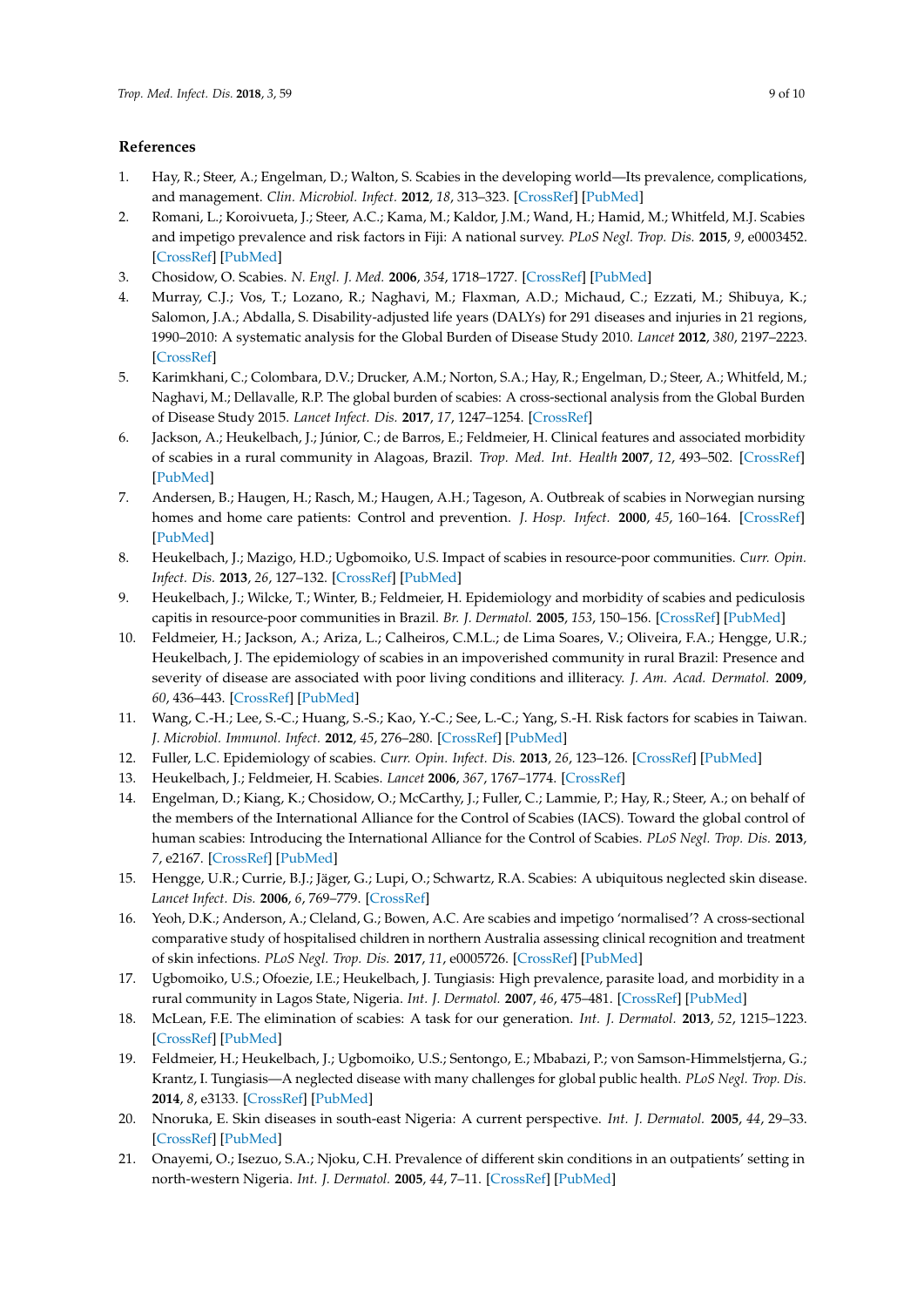## References

1. Hay, R.; Steer, A.; Engelman, D.; Walton, S. Scabies in the developing world—Its prevalence, complications, and management. *Clin. Microbiol. Infect.* **2012**, *18*, 313–323. [CrossRef] [PubMed]
2. Romani, L.; Koroivueta, J.; Steer, A.C.; Kama, M.; Kaldor, J.M.; Wand, H.; Hamid, M.; Whitfeld, M.J. Scabies and impetigo prevalence and risk factors in Fiji: A national survey. *PLoS Negl. Trop. Dis.* **2015**, *9*, e0003452. [CrossRef] [PubMed]
3. Chosidow, O. Scabies. *N. Engl. J. Med.* **2006**, *354*, 1718–1727. [CrossRef] [PubMed]
4. Murray, C.J.; Vos, T.; Lozano, R.; Naghavi, M.; Flaxman, A.D.; Michaud, C.; Ezzati, M.; Shibuya, K.; Salomon, J.A.; Abdalla, S. Disability-adjusted life years (DALYs) for 291 diseases and injuries in 21 regions, 1990–2010: A systematic analysis for the Global Burden of Disease Study 2010. *Lancet* **2012**, *380*, 2197–2223. [CrossRef]
5. Karimkhani, C.; Colombara, D.V.; Drucker, A.M.; Norton, S.A.; Hay, R.; Engelman, D.; Steer, A.; Whitfeld, M.; Naghavi, M.; Dellavalle, R.P. The global burden of scabies: A cross-sectional analysis from the Global Burden of Disease Study 2015. *Lancet Infect. Dis.* **2017**, *17*, 1247–1254. [CrossRef]
6. Jackson, A.; Heukelbach, J.; Júnior, C.; de Barros, E.; Feldmeier, H. Clinical features and associated morbidity of scabies in a rural community in Alagoas, Brazil. *Trop. Med. Int. Health* **2007**, *12*, 493–502. [CrossRef] [PubMed]
7. Andersen, B.; Haugen, H.; Rasch, M.; Haugen, A.H.; Tageson, A. Outbreak of scabies in Norwegian nursing homes and home care patients: Control and prevention. *J. Hosp. Infect.* **2000**, *45*, 160–164. [CrossRef] [PubMed]
8. Heukelbach, J.; Mazigo, H.D.; Ugbomoiko, U.S. Impact of scabies in resource-poor communities. *Curr. Opin. Infect. Dis.* **2013**, *26*, 127–132. [CrossRef] [PubMed]
9. Heukelbach, J.; Wilcke, T.; Winter, B.; Feldmeier, H. Epidemiology and morbidity of scabies and pediculosis capitis in resource-poor communities in Brazil. *Br. J. Dermatol.* **2005**, *153*, 150–156. [CrossRef] [PubMed]
10. Feldmeier, H.; Jackson, A.; Ariza, L.; Calheiros, C.M.L.; de Lima Soares, V.; Oliveira, F.A.; Hengge, U.R.; Heukelbach, J. The epidemiology of scabies in an impoverished community in rural Brazil: Presence and severity of disease are associated with poor living conditions and illiteracy. *J. Am. Acad. Dermatol.* **2009**, *60*, 436–443. [CrossRef] [PubMed]
11. Wang, C.-H.; Lee, S.-C.; Huang, S.-S.; Kao, Y.-C.; See, L.-C.; Yang, S.-H. Risk factors for scabies in Taiwan. *J. Microbiol. Immunol. Infect.* **2012**, *45*, 276–280. [CrossRef] [PubMed]
12. Fuller, L.C. Epidemiology of scabies. *Curr. Opin. Infect. Dis.* **2013**, *26*, 123–126. [CrossRef] [PubMed]
13. Heukelbach, J.; Feldmeier, H. Scabies. *Lancet* **2006**, *367*, 1767–1774. [CrossRef]
14. Engelman, D.; Kiang, K.; Chosidow, O.; McCarthy, J.; Fuller, C.; Lammie, P.; Hay, R.; Steer, A.; on behalf of the members of the International Alliance for the Control of Scabies (IACS). Toward the global control of human scabies: Introducing the International Alliance for the Control of Scabies. *PLoS Negl. Trop. Dis.* **2013**, *7*, e2167. [CrossRef] [PubMed]
15. Hengge, U.R.; Currie, B.J.; Jäger, G.; Lupi, O.; Schwartz, R.A. Scabies: A ubiquitous neglected skin disease. *Lancet Infect. Dis.* **2006**, *6*, 769–779. [CrossRef]
16. Yeoh, D.K.; Anderson, A.; Cleland, G.; Bowen, A.C. Are scabies and impetigo 'normalised'? A cross-sectional comparative study of hospitalised children in northern Australia assessing clinical recognition and treatment of skin infections. *PLoS Negl. Trop. Dis.* **2017**, *11*, e0005726. [CrossRef] [PubMed]
17. Ugbomoiko, U.S.; Ofoezie, I.E.; Heukelbach, J. Tungiasis: High prevalence, parasite load, and morbidity in a rural community in Lagos State, Nigeria. *Int. J. Dermatol.* **2007**, *46*, 475–481. [CrossRef] [PubMed]
18. McLean, F.E. The elimination of scabies: A task for our generation. *Int. J. Dermatol.* **2013**, *52*, 1215–1223. [CrossRef] [PubMed]
19. Feldmeier, H.; Heukelbach, J.; Ugbomoiko, U.S.; Sentongo, E.; Mbabazi, P.; von Samson-Himmelstjerna, G.; Krantz, I. Tungiasis—A neglected disease with many challenges for global public health. *PLoS Negl. Trop. Dis.* **2014**, *8*, e3133. [CrossRef] [PubMed]
20. Nnoruka, E. Skin diseases in south-east Nigeria: A current perspective. *Int. J. Dermatol.* **2005**, *44*, 29–33. [CrossRef] [PubMed]
21. Onayemi, O.; Isezuo, S.A.; Njoku, C.H. Prevalence of different skin conditions in an outpatients' setting in north-western Nigeria. *Int. J. Dermatol.* **2005**, *44*, 7–11. [CrossRef] [PubMed]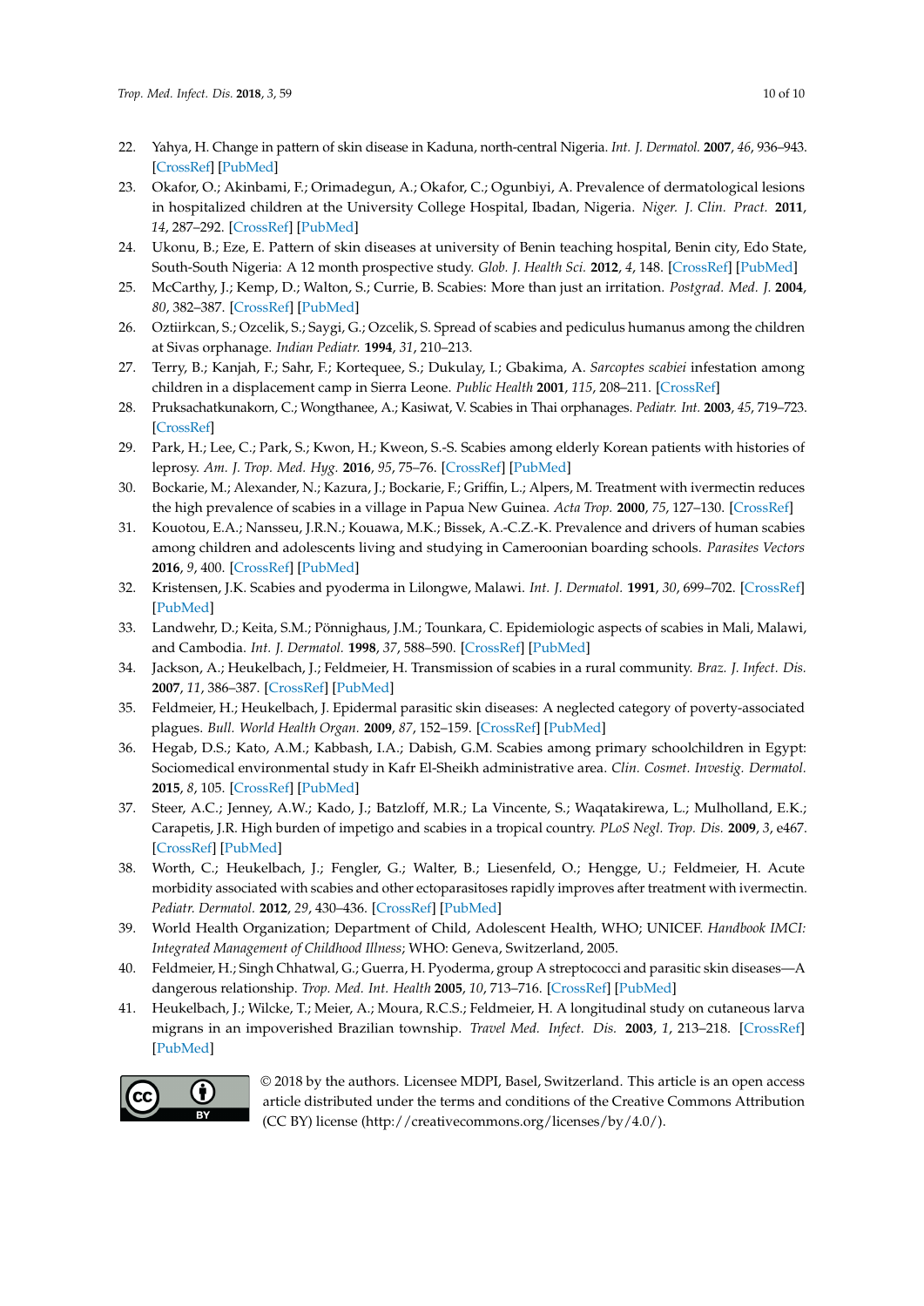22. Yahya, H. Change in pattern of skin disease in Kaduna, north-central Nigeria. *Int. J. Dermatol.* **2007**, *46*, 936–943. [CrossRef] [PubMed]
23. Okafor, O.; Akinbami, F.; Orimadegun, A.; Okafor, C.; Ogunbiyi, A. Prevalence of dermatological lesions in hospitalized children at the University College Hospital, Ibadan, Nigeria. *Niger. J. Clin. Pract.* **2011**, *14*, 287–292. [CrossRef] [PubMed]
24. Ukonu, B.; Eze, E. Pattern of skin diseases at university of Benin teaching hospital, Benin city, Edo State, South-South Nigeria: A 12 month prospective study. *Glob. J. Health Sci.* **2012**, *4*, 148. [CrossRef] [PubMed]
25. McCarthy, J.; Kemp, D.; Walton, S.; Currie, B. Scabies: More than just an irritation. *Postgrad. Med. J.* **2004**, *80*, 382–387. [CrossRef] [PubMed]
26. Oztiirkcan, S.; Ozcelik, S.; Saygi, G.; Ozcelik, S. Spread of scabies and pediculus humanus among the children at Sivas orphanage. *Indian Pediatr.* **1994**, *31*, 210–213.
27. Terry, B.; Kanjah, F.; Sahr, F.; Kortequee, S.; Dukulay, I.; Gbakima, A. *Sarcoptes scabiei* infestation among children in a displacement camp in Sierra Leone. *Public Health* **2001**, *115*, 208–211. [CrossRef]
28. Pruksachatkunakorn, C.; Wongthanee, A.; Kasiwat, V. Scabies in Thai orphanages. *Pediatr. Int.* **2003**, *45*, 719–723. [CrossRef]
29. Park, H.; Lee, C.; Park, S.; Kwon, H.; Kweon, S.-S. Scabies among elderly Korean patients with histories of leprosy. *Am. J. Trop. Med. Hyg.* **2016**, *95*, 75–76. [CrossRef] [PubMed]
30. Bockarie, M.; Alexander, N.; Kazura, J.; Bockarie, F.; Griffin, L.; Alpers, M. Treatment with ivermectin reduces the high prevalence of scabies in a village in Papua New Guinea. *Acta Trop.* **2000**, *75*, 127–130. [CrossRef]
31. Kouotou, E.A.; Nansseu, J.R.N.; Kouawa, M.K.; Bissek, A.-C.Z.-K. Prevalence and drivers of human scabies among children and adolescents living and studying in Cameroonian boarding schools. *Parasites Vectors* **2016**, *9*, 400. [CrossRef] [PubMed]
32. Kristensen, J.K. Scabies and pyoderma in Lilongwe, Malawi. *Int. J. Dermatol.* **1991**, *30*, 699–702. [CrossRef] [PubMed]
33. Landwehr, D.; Keita, S.M.; Pönnighaus, J.M.; Tounkara, C. Epidemiologic aspects of scabies in Mali, Malawi, and Cambodia. *Int. J. Dermatol.* **1998**, *37*, 588–590. [CrossRef] [PubMed]
34. Jackson, A.; Heukelbach, J.; Feldmeier, H. Transmission of scabies in a rural community. *Braz. J. Infect. Dis.* **2007**, *11*, 386–387. [CrossRef] [PubMed]
35. Feldmeier, H.; Heukelbach, J. Epidermal parasitic skin diseases: A neglected category of poverty-associated plagues. *Bull. World Health Organ.* **2009**, *87*, 152–159. [CrossRef] [PubMed]
36. Hegab, D.S.; Kato, A.M.; Kabbash, I.A.; Dabish, G.M. Scabies among primary schoolchildren in Egypt: Sociomedical environmental study in Kafr El-Sheikh administrative area. *Clin. Cosmet. Investig. Dermatol.* **2015**, *8*, 105. [CrossRef] [PubMed]
37. Steer, A.C.; Jenney, A.W.; Kado, J.; Batzloff, M.R.; La Vincente, S.; Waqatakirewa, L.; Mulholland, E.K.; Carapetis, J.R. High burden of impetigo and scabies in a tropical country. *PLoS Negl. Trop. Dis.* **2009**, *3*, e467. [CrossRef] [PubMed]
38. Worth, C.; Heukelbach, J.; Fengler, G.; Walter, B.; Liesenfeld, O.; Hengge, U.; Feldmeier, H. Acute morbidity associated with scabies and other ectoparasitoses rapidly improves after treatment with ivermectin. *Pediatr. Dermatol.* **2012**, *29*, 430–436. [CrossRef] [PubMed]
39. World Health Organization; Department of Child, Adolescent Health, WHO; UNICEF. *Handbook IMCI: Integrated Management of Childhood Illness*; WHO: Geneva, Switzerland, 2005.
40. Feldmeier, H.; Singh Chhatwal, G.; Guerra, H. Pyoderma, group A streptococci and parasitic skin diseases—A dangerous relationship. *Trop. Med. Int. Health* **2005**, *10*, 713–716. [CrossRef] [PubMed]
41. Heukelbach, J.; Wilcke, T.; Meier, A.; Moura, R.C.S.; Feldmeier, H. A longitudinal study on cutaneous larva migrans in an impoverished Brazilian township. *Travel Med. Infect. Dis.* **2003**, *1*, 213–218. [CrossRef] [PubMed]

© 2018 by the authors. Licensee MDPI, Basel, Switzerland. This article is an open access article distributed under the terms and conditions of the Creative Commons Attribution (CC BY) license (http://creativecommons.org/licenses/by/4.0/).